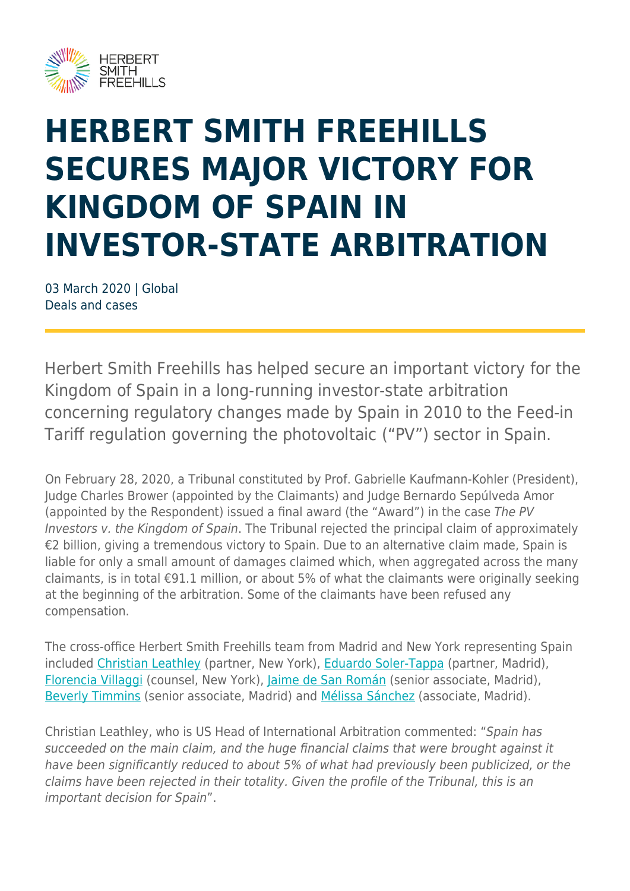# HERBERT SMITH FREEHILLS SECURES MAJOR VICTORY FOR KINGDOM OF SPAIN IN INVESTOR-STATE ARBITRATION

03 March 2020 | Global
Deals and cases

Herbert Smith Freehills has helped secure an important victory for the Kingdom of Spain in a long-running investor-state arbitration concerning regulatory changes made by Spain in 2010 to the Feed-in Tariff regulation governing the photovoltaic ("PV") sector in Spain.

On February 28, 2020, a Tribunal constituted by Prof. Gabrielle Kaufmann-Kohler (President), Judge Charles Brower (appointed by the Claimants) and Judge Bernardo Sepúlveda Amor (appointed by the Respondent) issued a final award (the "Award") in the case *The PV Investors v. the Kingdom of Spain*. The Tribunal rejected the principal claim of approximately €2 billion, giving a tremendous victory to Spain. Due to an alternative claim made, Spain is liable for only a small amount of damages claimed which, when aggregated across the many claimants, is in total €91.1 million, or about 5% of what the claimants were originally seeking at the beginning of the arbitration. Some of the claimants have been refused any compensation.

The cross-office Herbert Smith Freehills team from Madrid and New York representing Spain included Christian Leathley (partner, New York), Eduardo Soler-Tappa (partner, Madrid), Florencia Villaggi (counsel, New York), Jaime de San Román (senior associate, Madrid), Beverly Timmins (senior associate, Madrid) and Mélissa Sánchez (associate, Madrid).

Christian Leathley, who is US Head of International Arbitration commented: "*Spain has succeeded on the main claim, and the huge financial claims that were brought against it have been significantly reduced to about 5% of what had previously been publicized, or the claims have been rejected in their totality. Given the profile of the Tribunal, this is an important decision for Spain*".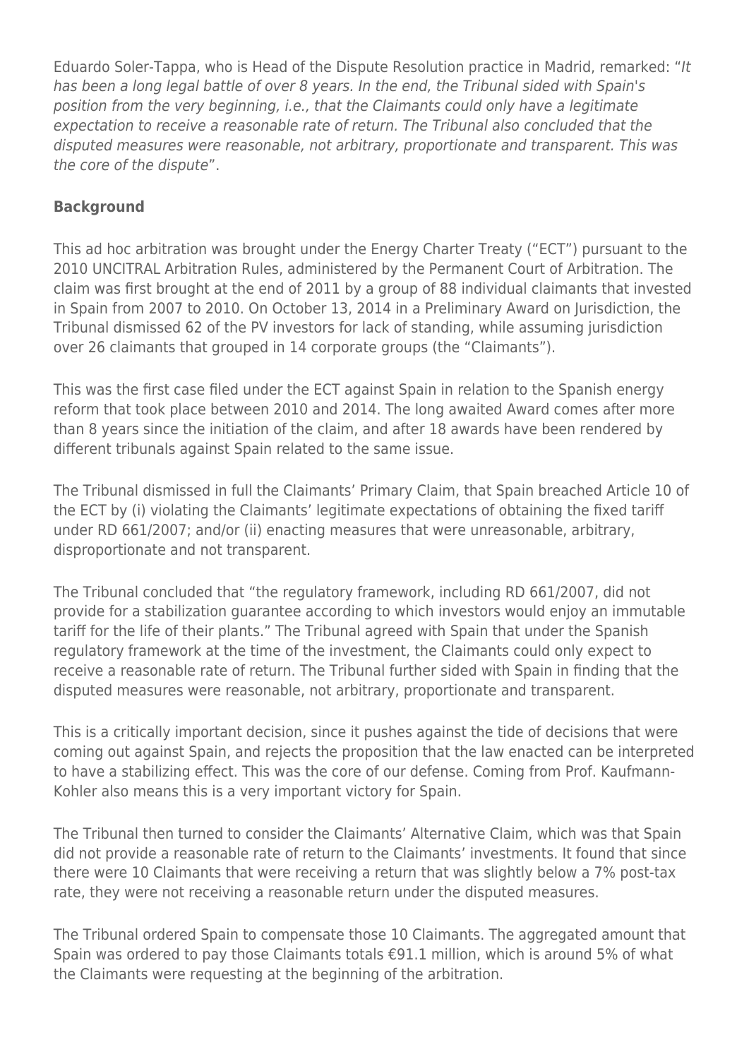Eduardo Soler-Tappa, who is Head of the Dispute Resolution practice in Madrid, remarked: "*It has been a long legal battle of over 8 years. In the end, the Tribunal sided with Spain's position from the very beginning, i.e., that the Claimants could only have a legitimate expectation to receive a reasonable rate of return. The Tribunal also concluded that the disputed measures were reasonable, not arbitrary, proportionate and transparent. This was the core of the dispute*".

**Background**

This ad hoc arbitration was brought under the Energy Charter Treaty ("ECT") pursuant to the 2010 UNCITRAL Arbitration Rules, administered by the Permanent Court of Arbitration. The claim was first brought at the end of 2011 by a group of 88 individual claimants that invested in Spain from 2007 to 2010. On October 13, 2014 in a Preliminary Award on Jurisdiction, the Tribunal dismissed 62 of the PV investors for lack of standing, while assuming jurisdiction over 26 claimants that grouped in 14 corporate groups (the "Claimants").

This was the first case filed under the ECT against Spain in relation to the Spanish energy reform that took place between 2010 and 2014. The long awaited Award comes after more than 8 years since the initiation of the claim, and after 18 awards have been rendered by different tribunals against Spain related to the same issue.

The Tribunal dismissed in full the Claimants' Primary Claim, that Spain breached Article 10 of the ECT by (i) violating the Claimants' legitimate expectations of obtaining the fixed tariff under RD 661/2007; and/or (ii) enacting measures that were unreasonable, arbitrary, disproportionate and not transparent.

The Tribunal concluded that "the regulatory framework, including RD 661/2007, did not provide for a stabilization guarantee according to which investors would enjoy an immutable tariff for the life of their plants." The Tribunal agreed with Spain that under the Spanish regulatory framework at the time of the investment, the Claimants could only expect to receive a reasonable rate of return. The Tribunal further sided with Spain in finding that the disputed measures were reasonable, not arbitrary, proportionate and transparent.

This is a critically important decision, since it pushes against the tide of decisions that were coming out against Spain, and rejects the proposition that the law enacted can be interpreted to have a stabilizing effect. This was the core of our defense. Coming from Prof. Kaufmann-Kohler also means this is a very important victory for Spain.

The Tribunal then turned to consider the Claimants' Alternative Claim, which was that Spain did not provide a reasonable rate of return to the Claimants' investments. It found that since there were 10 Claimants that were receiving a return that was slightly below a 7% post-tax rate, they were not receiving a reasonable return under the disputed measures.

The Tribunal ordered Spain to compensate those 10 Claimants. The aggregated amount that Spain was ordered to pay those Claimants totals €91.1 million, which is around 5% of what the Claimants were requesting at the beginning of the arbitration.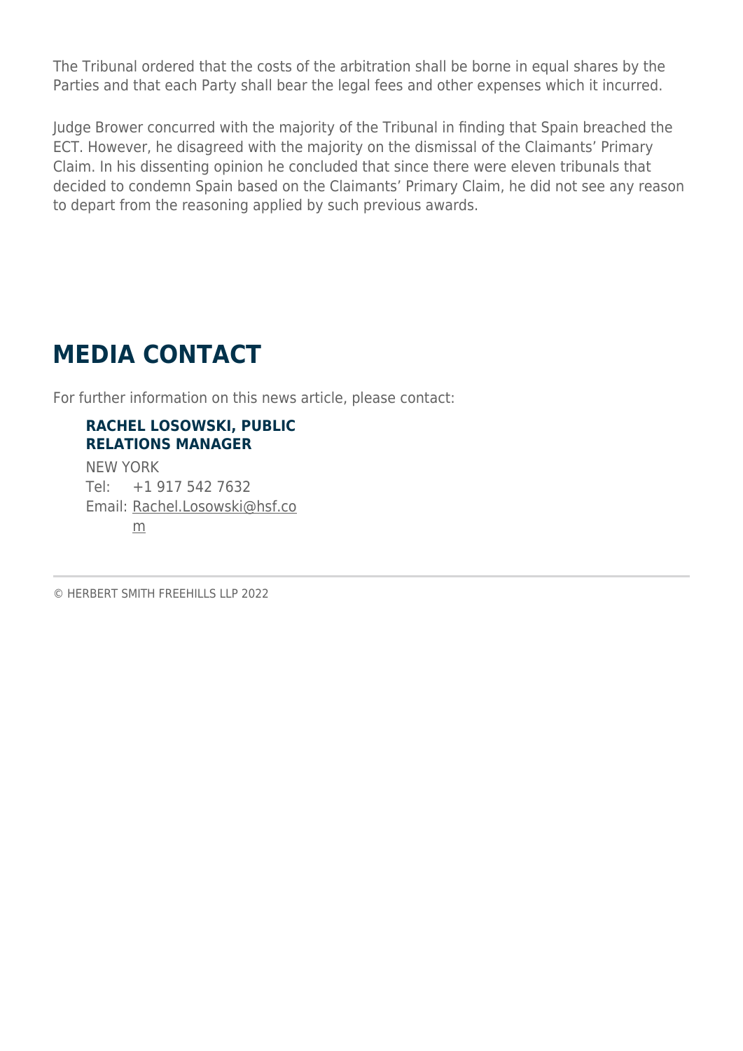The Tribunal ordered that the costs of the arbitration shall be borne in equal shares by the Parties and that each Party shall bear the legal fees and other expenses which it incurred.

Judge Brower concurred with the majority of the Tribunal in finding that Spain breached the ECT. However, he disagreed with the majority on the dismissal of the Claimants' Primary Claim. In his dissenting opinion he concluded that since there were eleven tribunals that decided to condemn Spain based on the Claimants' Primary Claim, he did not see any reason to depart from the reasoning applied by such previous awards.

## MEDIA CONTACT

For further information on this news article, please contact:

**RACHEL LOSOWSKI, PUBLIC RELATIONS MANAGER**

NEW YORK
Tel: +1 917 542 7632
Email: Rachel.Losowski@hsf.com

© HERBERT SMITH FREEHILLS LLP 2022